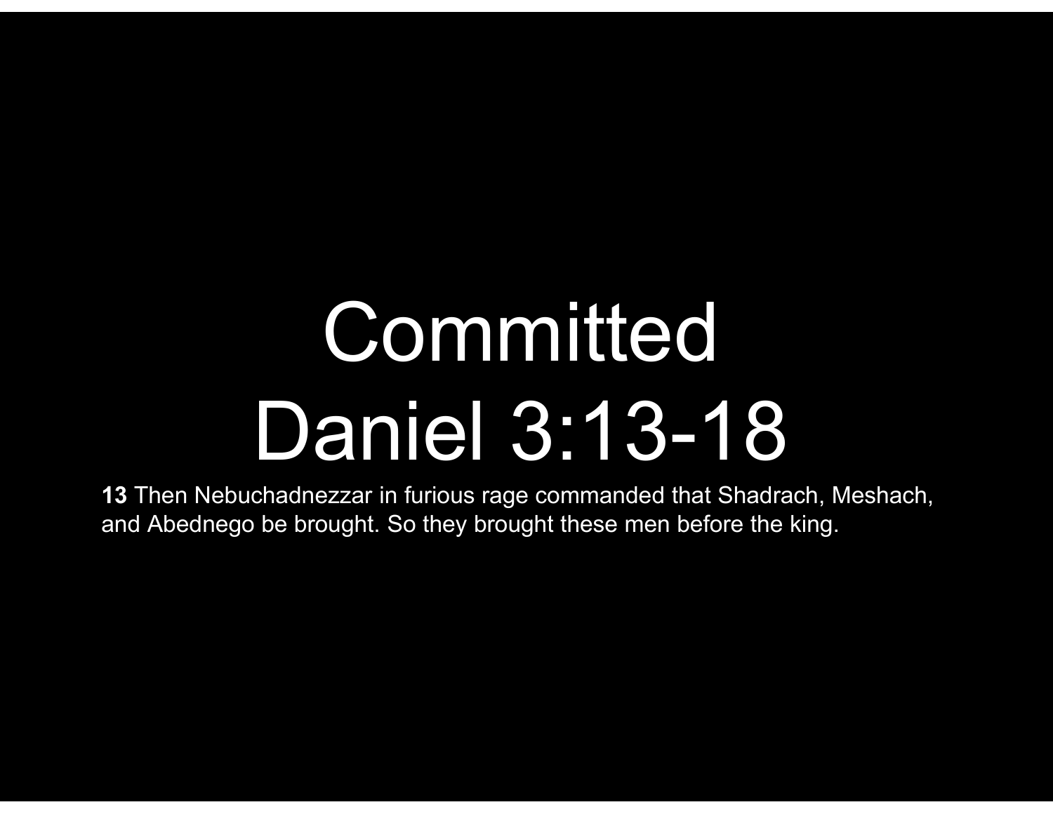# Committed
# Daniel 3:13-18

**13** Then Nebuchadnezzar in furious rage commanded that Shadrach, Meshach, and Abednego be brought. So they brought these men before the king.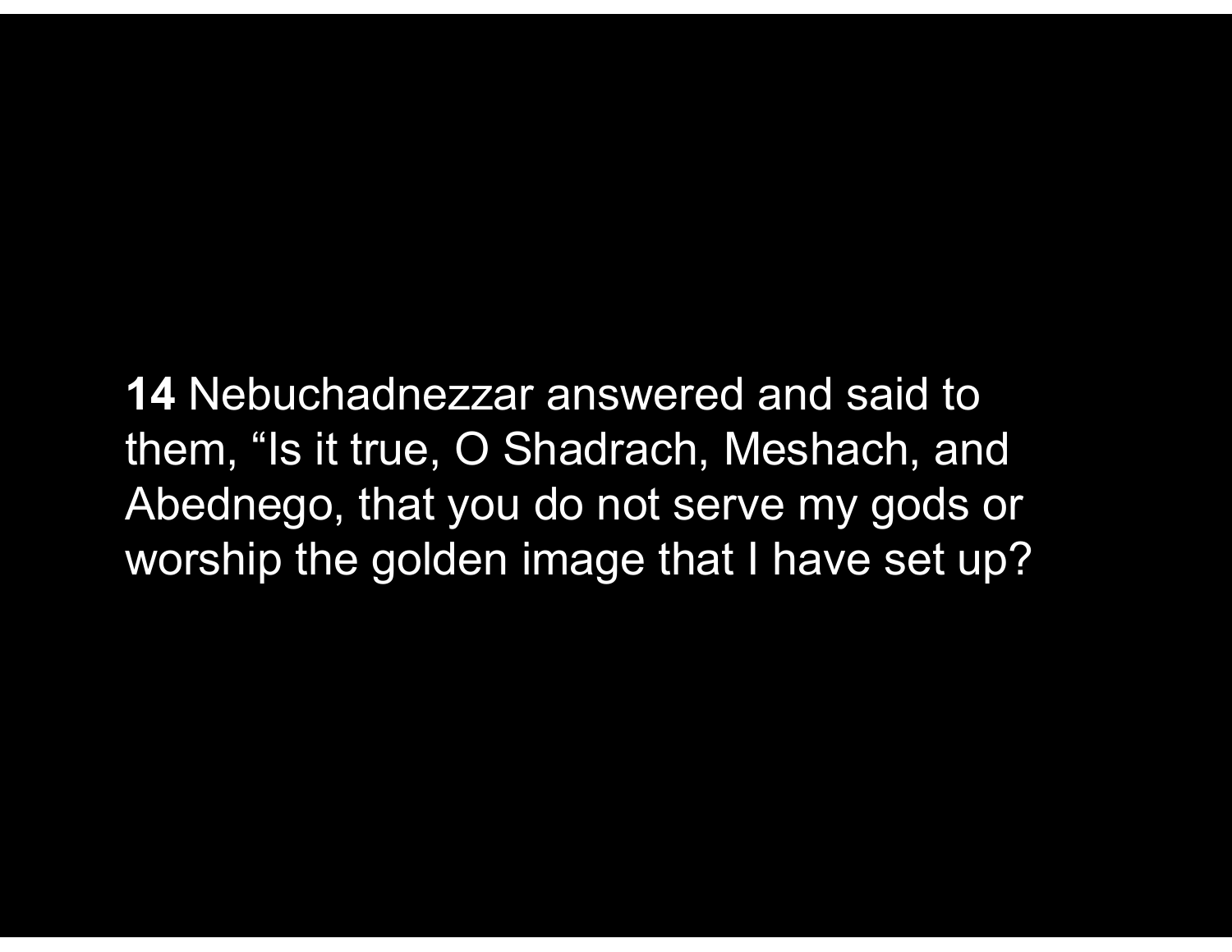**14** Nebuchadnezzar answered and said to them, “Is it true, O Shadrach, Meshach, and Abednego, that you do not serve my gods or worship the golden image that I have set up?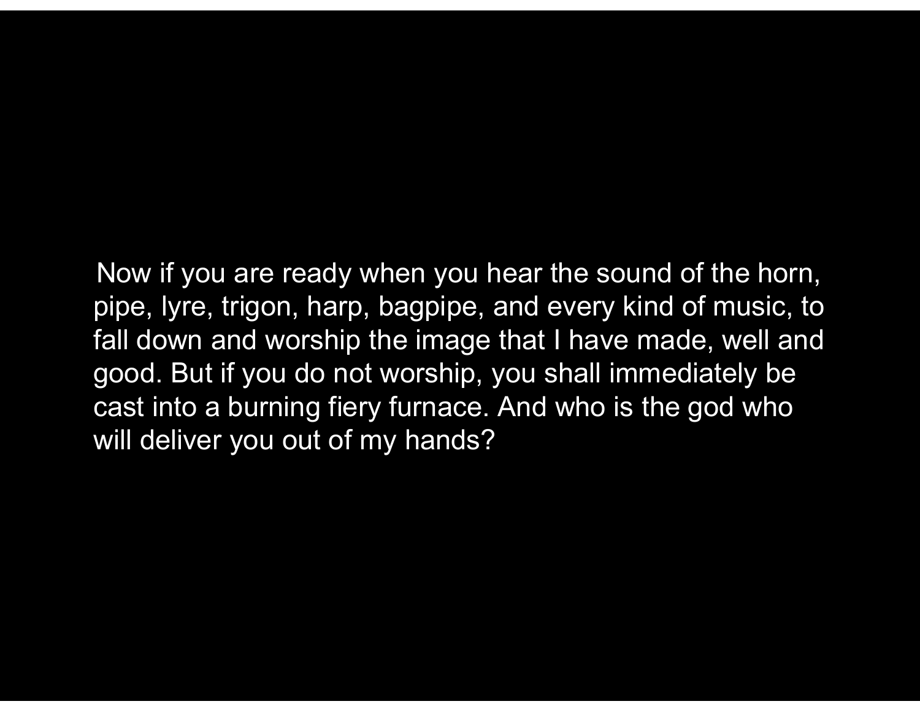Now if you are ready when you hear the sound of the horn, pipe, lyre, trigon, harp, bagpipe, and every kind of music, to fall down and worship the image that I have made, well and good. But if you do not worship, you shall immediately be cast into a burning fiery furnace. And who is the god who will deliver you out of my hands?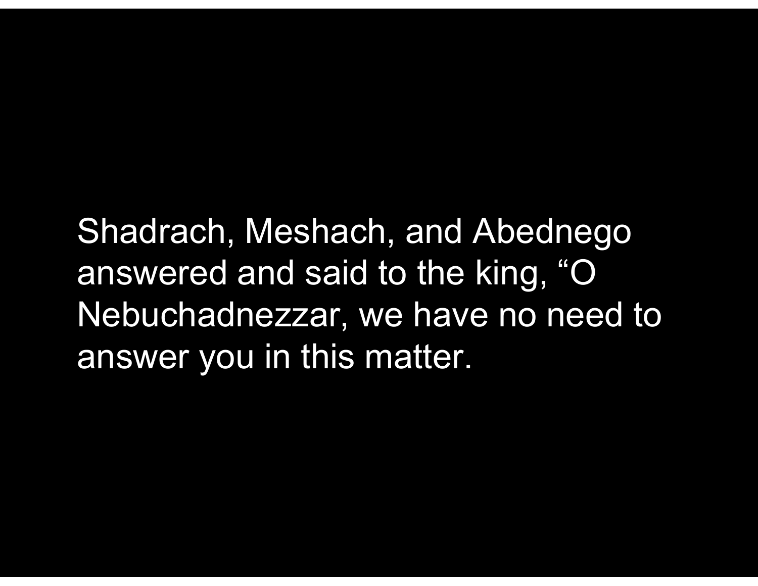Shadrach, Meshach, and Abednego answered and said to the king, “O Nebuchadnezzar, we have no need to answer you in this matter.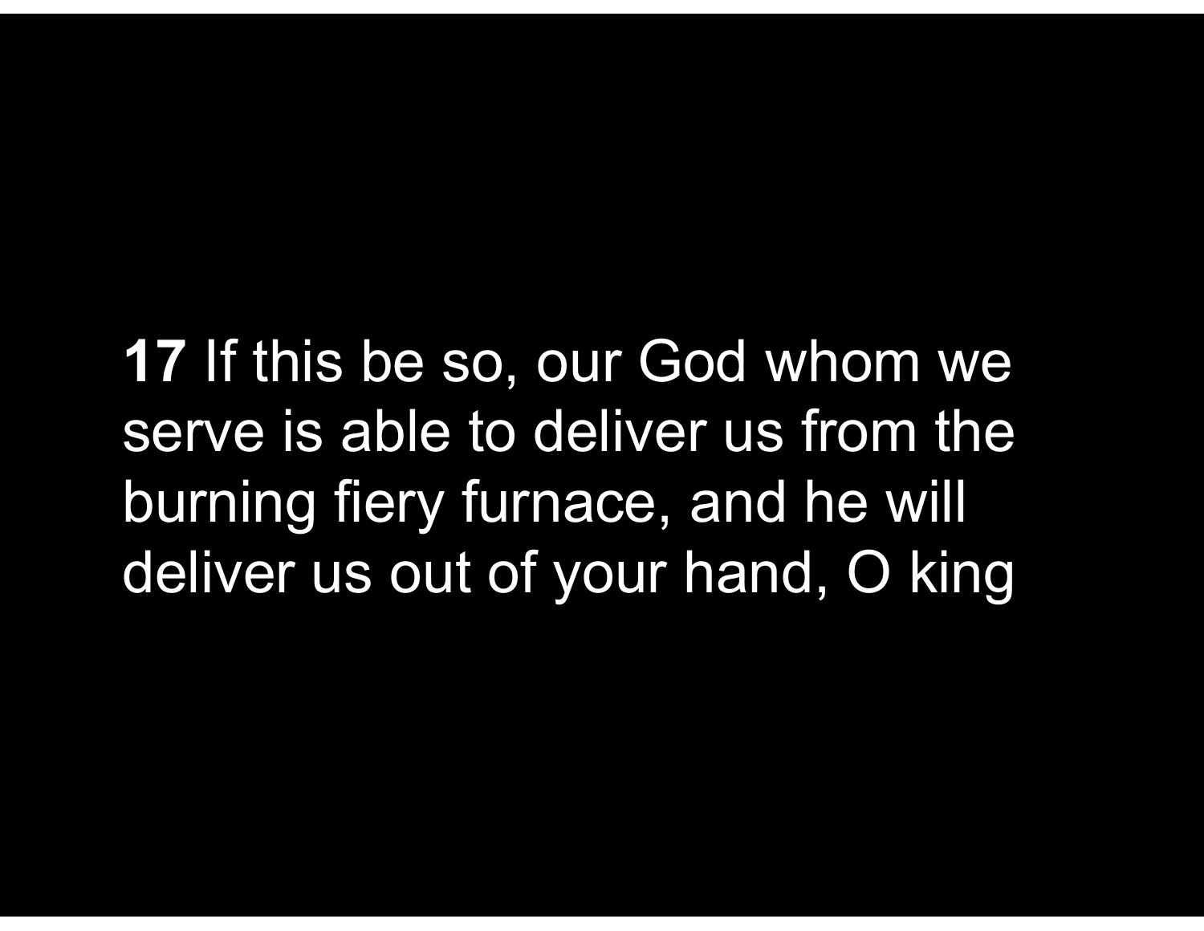**17** If this be so, our God whom we serve is able to deliver us from the burning fiery furnace, and he will deliver us out of your hand, O king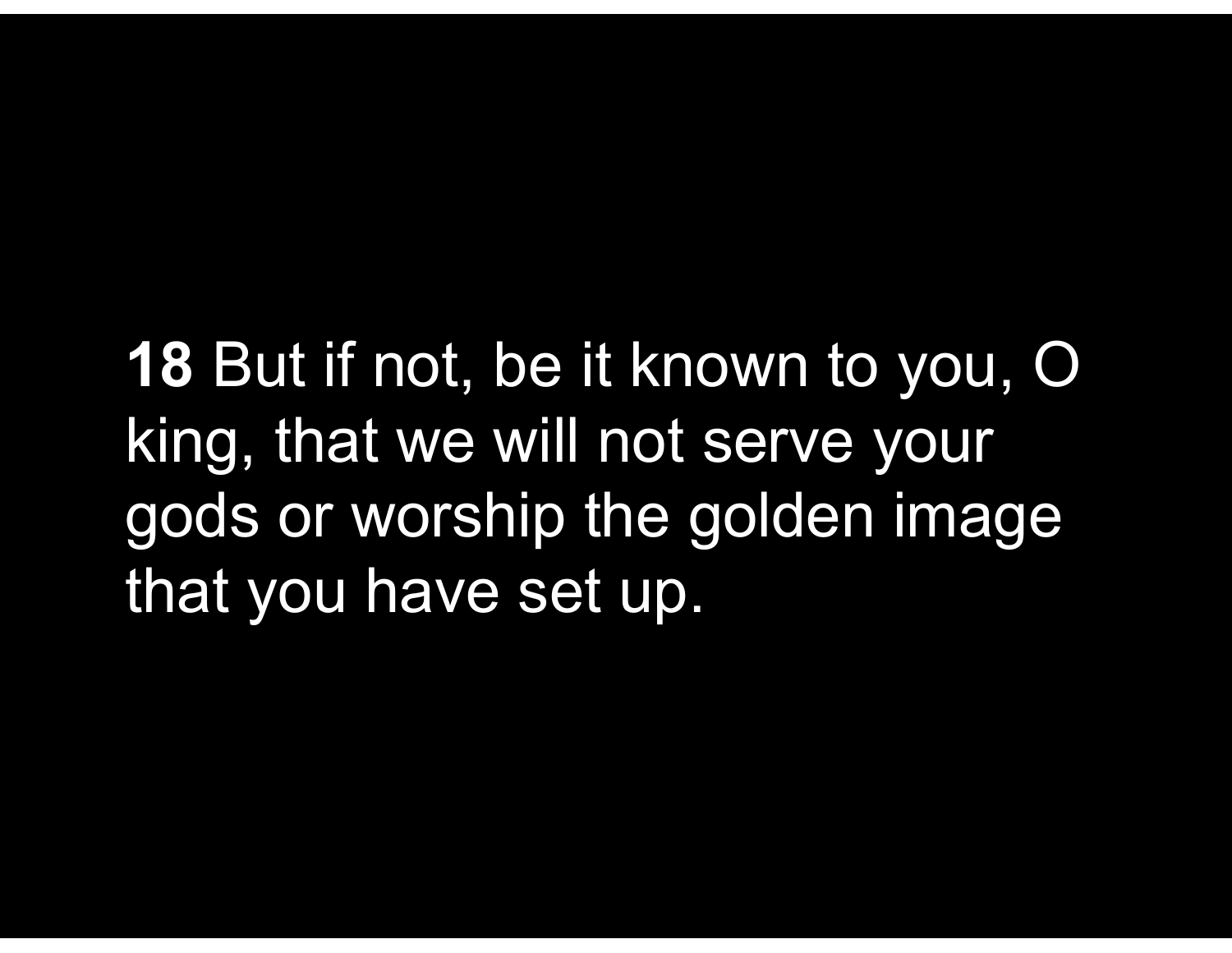**18** But if not, be it known to you, O king, that we will not serve your gods or worship the golden image that you have set up.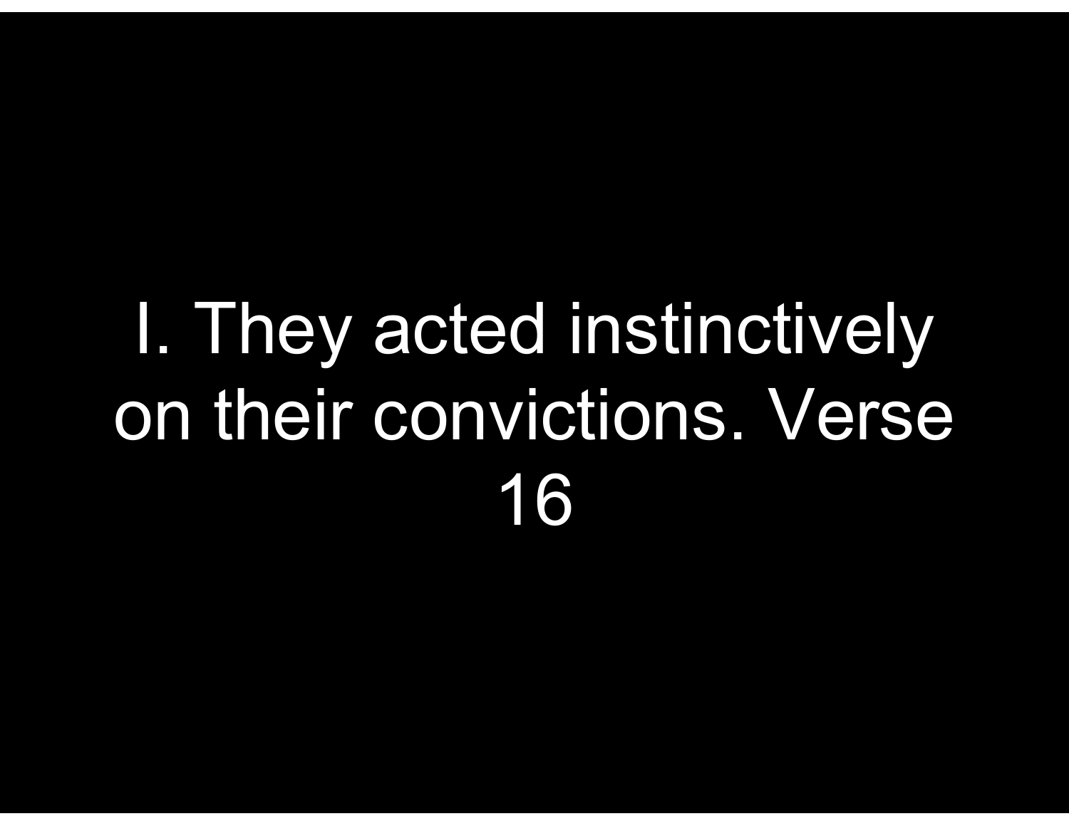I. They acted instinctively on their convictions. Verse 16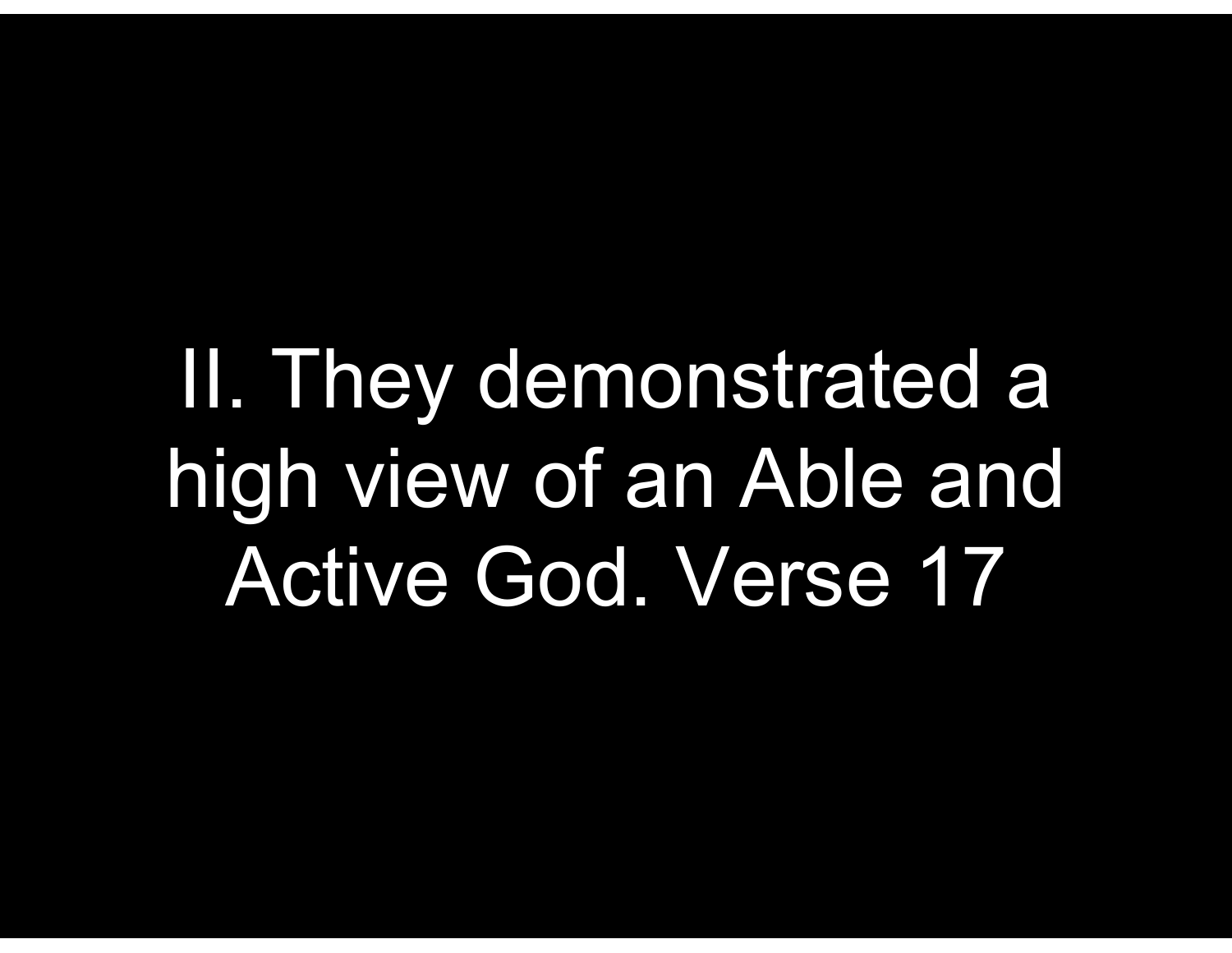# II. They demonstrated a high view of an Able and Active God. Verse 17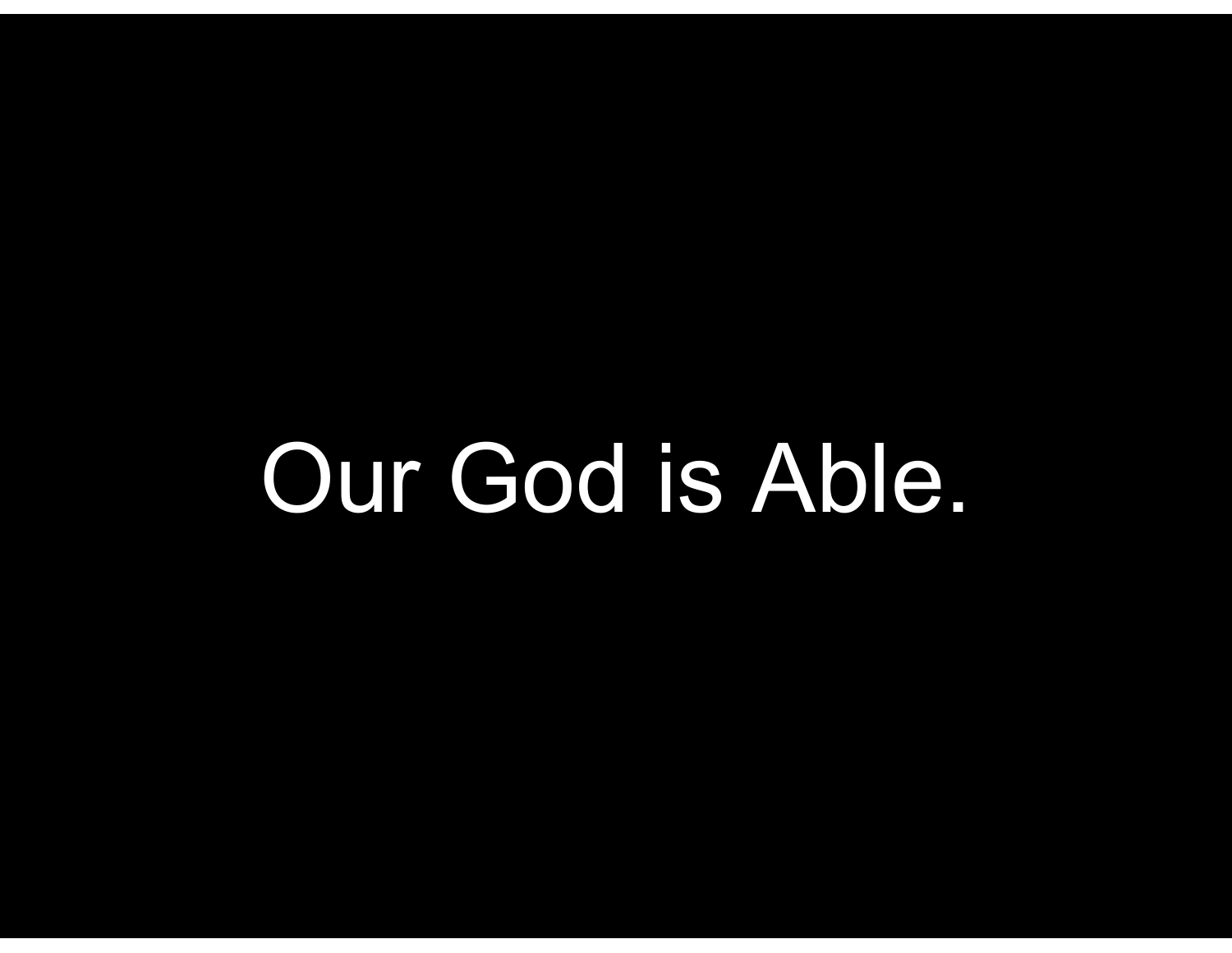Our God is Able.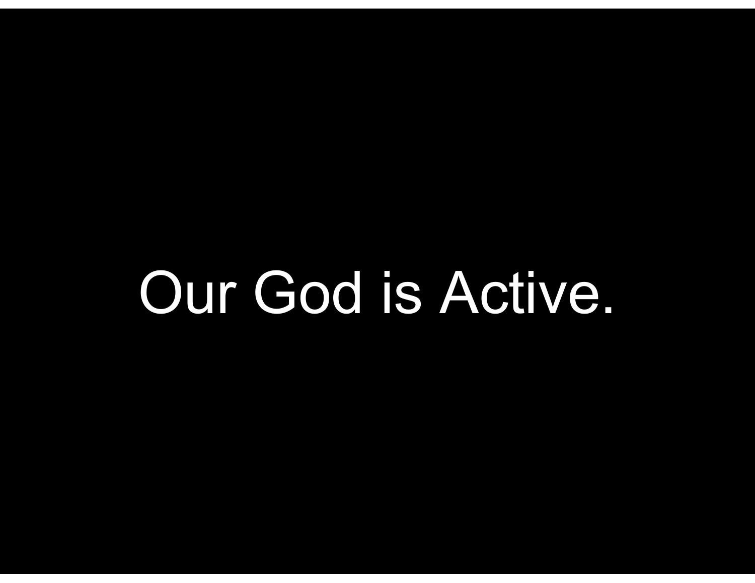Our God is Active.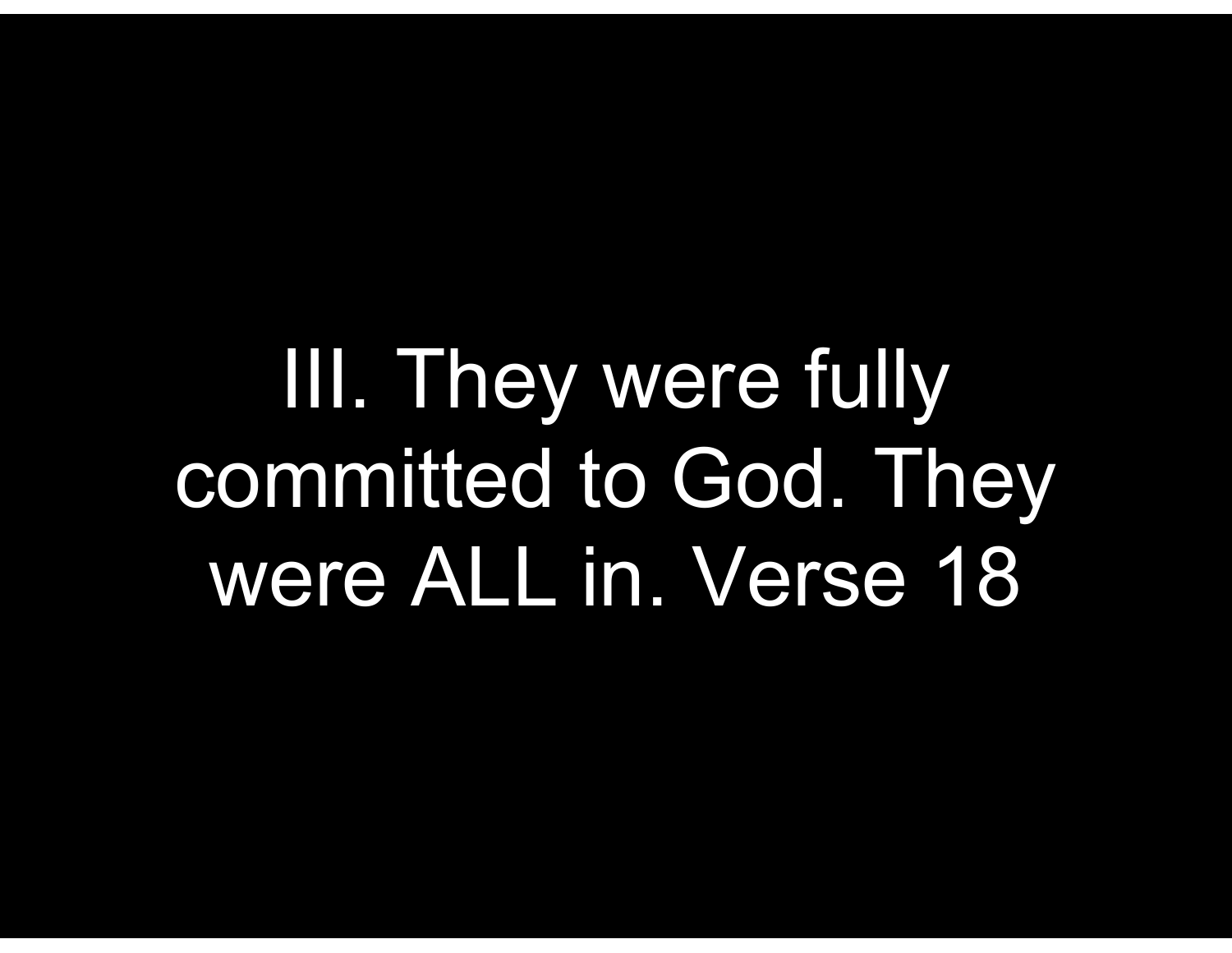III. They were fully committed to God. They were ALL in. Verse 18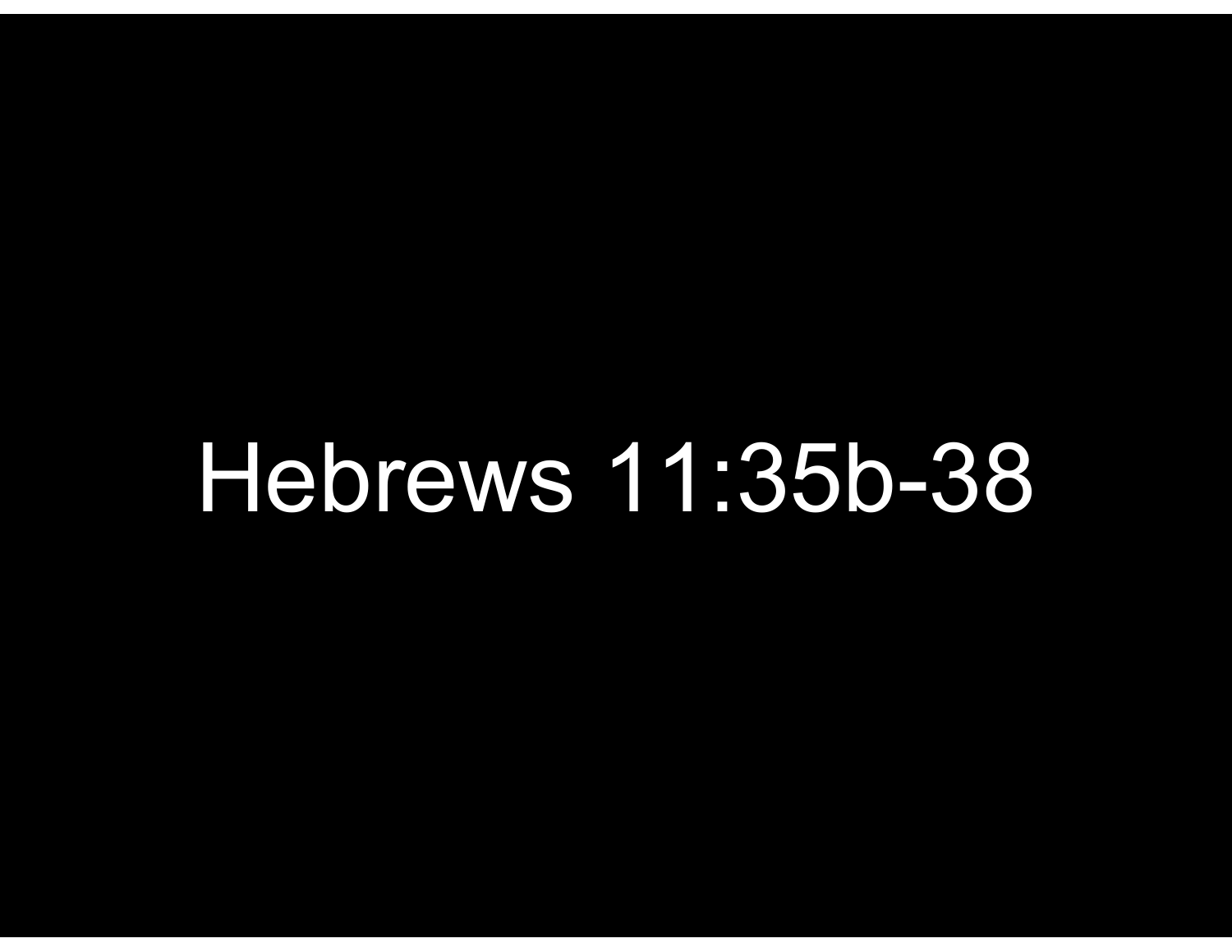Hebrews 11:35b-38